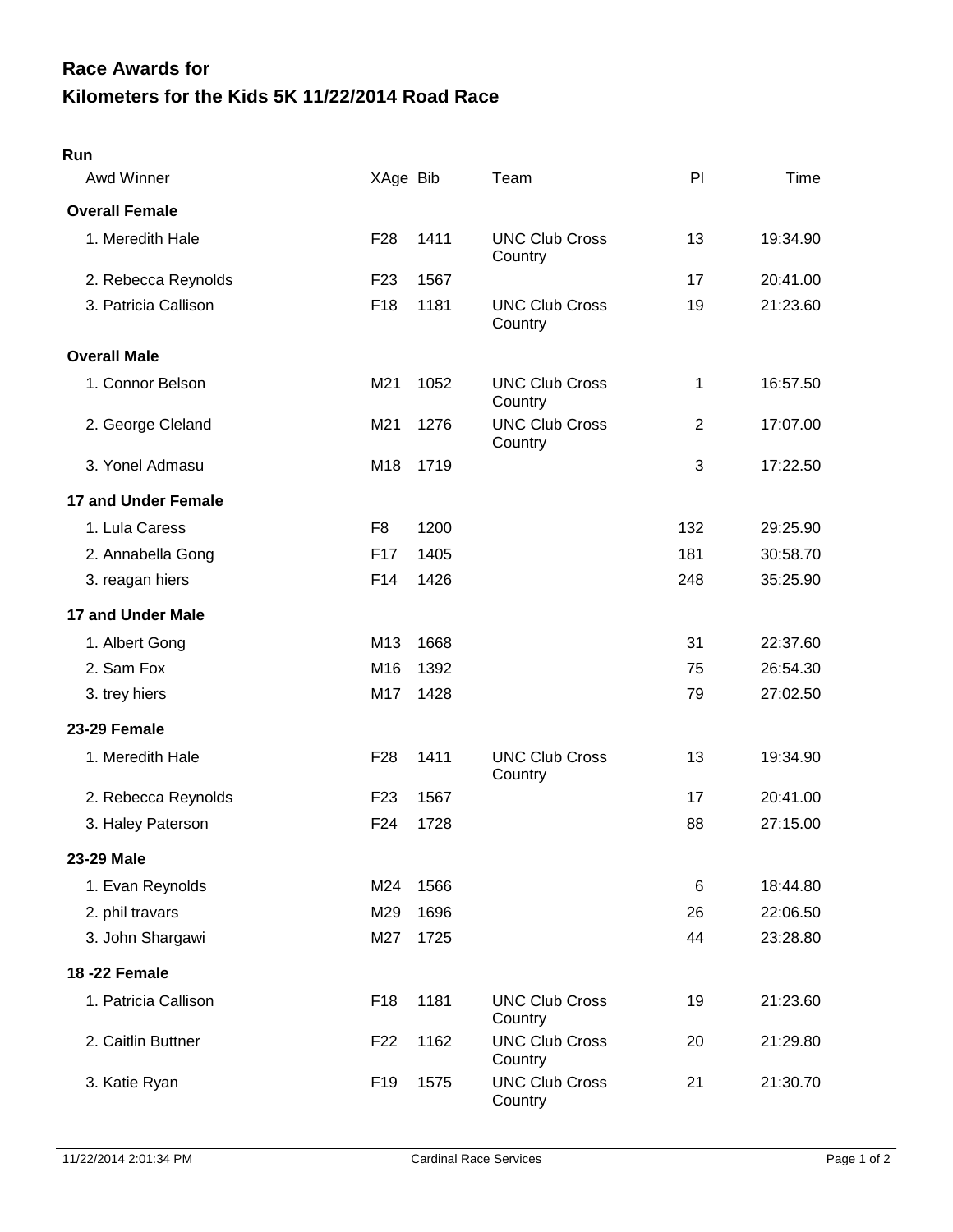# Race Awards for
# Kilometers for the Kids 5K 11/22/2014 Road Race

**Run**

| Awd Winner | XAge | Bib | Team | Pl | Time |
|---|---|---|---|---|---|
| **Overall Female** | | | | | |
| 1. Meredith Hale | F28 | 1411 | UNC Club Cross Country | 13 | 19:34.90 |
| 2. Rebecca Reynolds | F23 | 1567 | | 17 | 20:41.00 |
| 3. Patricia Callison | F18 | 1181 | UNC Club Cross Country | 19 | 21:23.60 |
| **Overall Male** | | | | | |
| 1. Connor Belson | M21 | 1052 | UNC Club Cross Country | 1 | 16:57.50 |
| 2. George Cleland | M21 | 1276 | UNC Club Cross Country | 2 | 17:07.00 |
| 3. Yonel Admasu | M18 | 1719 | | 3 | 17:22.50 |
| **17 and Under Female** | | | | | |
| 1. Lula Caress | F8 | 1200 | | 132 | 29:25.90 |
| 2. Annabella Gong | F17 | 1405 | | 181 | 30:58.70 |
| 3. reagan hiers | F14 | 1426 | | 248 | 35:25.90 |
| **17 and Under Male** | | | | | |
| 1. Albert Gong | M13 | 1668 | | 31 | 22:37.60 |
| 2. Sam Fox | M16 | 1392 | | 75 | 26:54.30 |
| 3. trey hiers | M17 | 1428 | | 79 | 27:02.50 |
| **23-29 Female** | | | | | |
| 1. Meredith Hale | F28 | 1411 | UNC Club Cross Country | 13 | 19:34.90 |
| 2. Rebecca Reynolds | F23 | 1567 | | 17 | 20:41.00 |
| 3. Haley Paterson | F24 | 1728 | | 88 | 27:15.00 |
| **23-29 Male** | | | | | |
| 1. Evan Reynolds | M24 | 1566 | | 6 | 18:44.80 |
| 2. phil travars | M29 | 1696 | | 26 | 22:06.50 |
| 3. John Shargawi | M27 | 1725 | | 44 | 23:28.80 |
| **18 -22 Female** | | | | | |
| 1. Patricia Callison | F18 | 1181 | UNC Club Cross Country | 19 | 21:23.60 |
| 2. Caitlin Buttner | F22 | 1162 | UNC Club Cross Country | 20 | 21:29.80 |
| 3. Katie Ryan | F19 | 1575 | UNC Club Cross Country | 21 | 21:30.70 |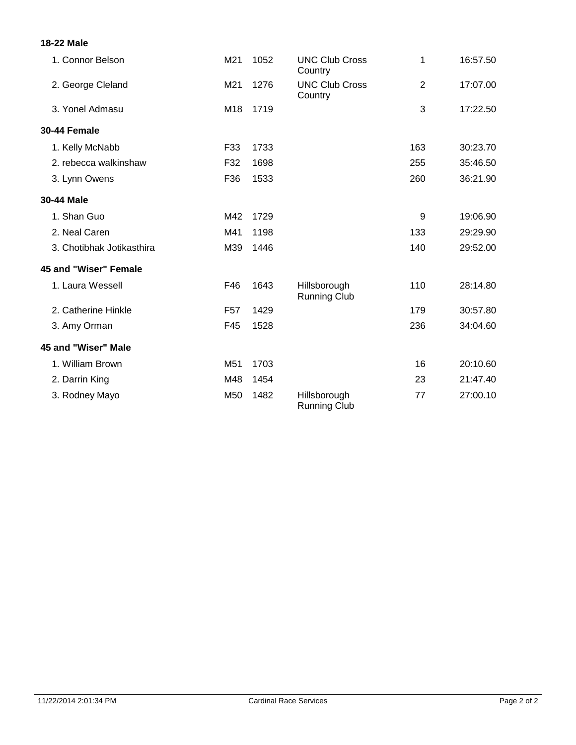**18-22 Male**

| | | | | | |
|---|---|---|---|---|---|
| 1. Connor Belson | M21 | 1052 | UNC Club Cross Country | 1 | 16:57.50 |
| 2. George Cleland | M21 | 1276 | UNC Club Cross Country | 2 | 17:07.00 |
| 3. Yonel Admasu | M18 | 1719 | | 3 | 17:22.50 |

**30-44 Female**

| | | | | | |
|---|---|---|---|---|---|
| 1. Kelly McNabb | F33 | 1733 | | 163 | 30:23.70 |
| 2. rebecca walkinshaw | F32 | 1698 | | 255 | 35:46.50 |
| 3. Lynn Owens | F36 | 1533 | | 260 | 36:21.90 |

**30-44 Male**

| | | | | | |
|---|---|---|---|---|---|
| 1. Shan Guo | M42 | 1729 | | 9 | 19:06.90 |
| 2. Neal Caren | M41 | 1198 | | 133 | 29:29.90 |
| 3. Chotibhak Jotikasthira | M39 | 1446 | | 140 | 29:52.00 |

**45 and "Wiser" Female**

| | | | | | |
|---|---|---|---|---|---|
| 1. Laura Wessell | F46 | 1643 | Hillsborough Running Club | 110 | 28:14.80 |
| 2. Catherine Hinkle | F57 | 1429 | | 179 | 30:57.80 |
| 3. Amy Orman | F45 | 1528 | | 236 | 34:04.60 |

**45 and "Wiser" Male**

| | | | | | |
|---|---|---|---|---|---|
| 1. William Brown | M51 | 1703 | | 16 | 20:10.60 |
| 2. Darrin King | M48 | 1454 | | 23 | 21:47.40 |
| 3. Rodney Mayo | M50 | 1482 | Hillsborough Running Club | 77 | 27:00.10 |